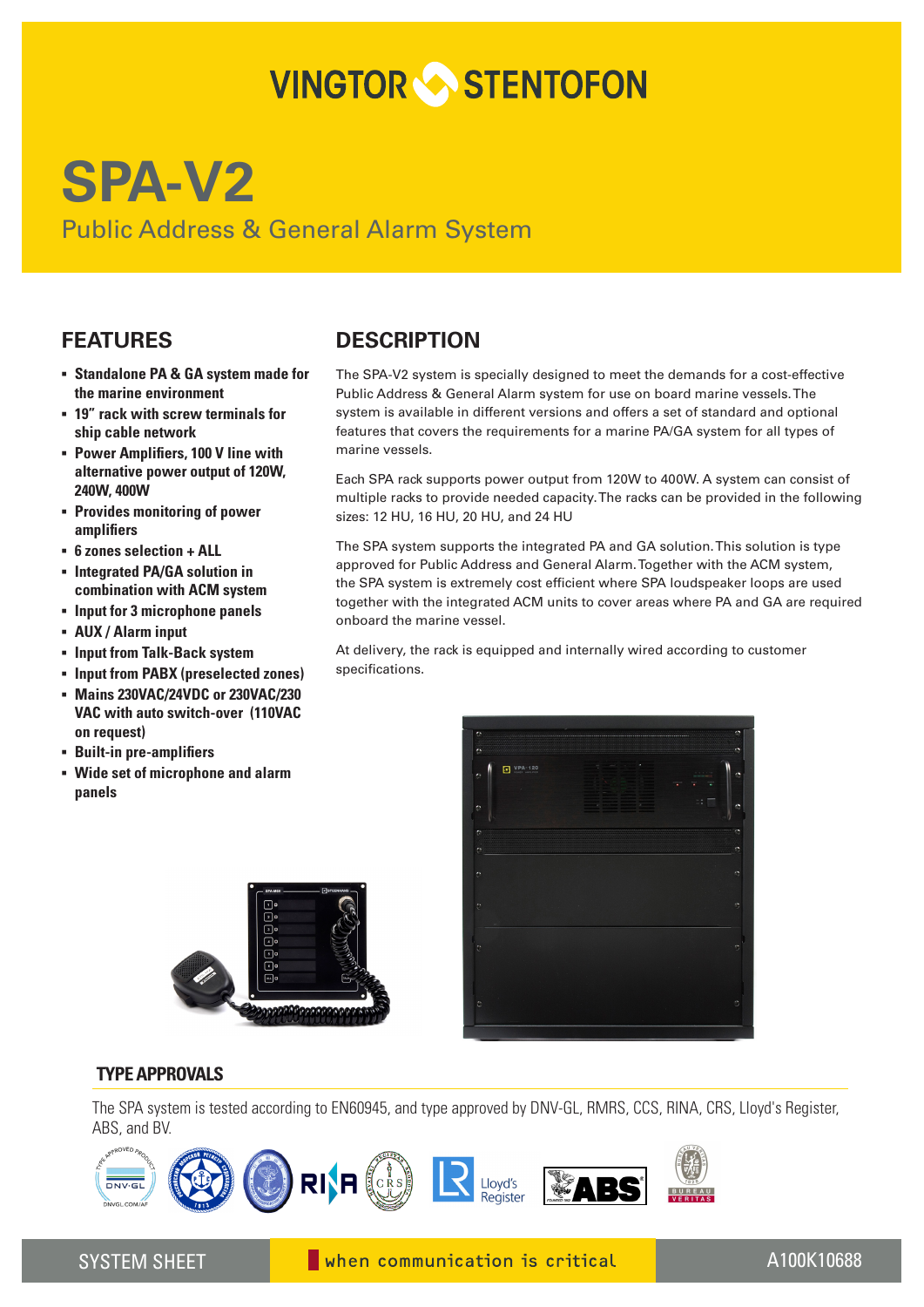VINGTOR STENTOFON

# SPA-V2

## Public Address & General Alarm System

## FEATURES

- **Standalone PA & GA system made for the marine environment**
- **19" rack with screw terminals for ship cable network**
- **Power Amplifiers, 100 V line with alternative power output of 120W, 240W, 400W**
- **Provides monitoring of power amplifiers**
- **6 zones selection + ALL**
- **Integrated PA/GA solution in combination with ACM system**
- **Input for 3 microphone panels**
- **AUX / Alarm input**
- **Input from Talk-Back system**
- **Input from PABX (preselected zones)**
- **Mains 230VAC/24VDC or 230VAC/230 VAC with auto switch-over (110VAC on request)**
- **Built-in pre-amplifiers**
- **Wide set of microphone and alarm panels**

## DESCRIPTION

The SPA-V2 system is specially designed to meet the demands for a cost-effective Public Address & General Alarm system for use on board marine vessels. The system is available in different versions and offers a set of standard and optional features that covers the requirements for a marine PA/GA system for all types of marine vessels.

Each SPA rack supports power output from 120W to 400W. A system can consist of multiple racks to provide needed capacity. The racks can be provided in the following sizes: 12 HU, 16 HU, 20 HU, and 24 HU

The SPA system supports the integrated PA and GA solution. This solution is type approved for Public Address and General Alarm. Together with the ACM system, the SPA system is extremely cost efficient where SPA loudspeaker loops are used together with the integrated ACM units to cover areas where PA and GA are required onboard the marine vessel.

At delivery, the rack is equipped and internally wired according to customer specifications.

## TYPE APPROVALS

The SPA system is tested according to EN60945, and type approved by DNV-GL, RMRS, CCS, RINA, CRS, Lloyd's Register, ABS, and BV.

SYSTEM SHEET | when communication is critical | A100K10688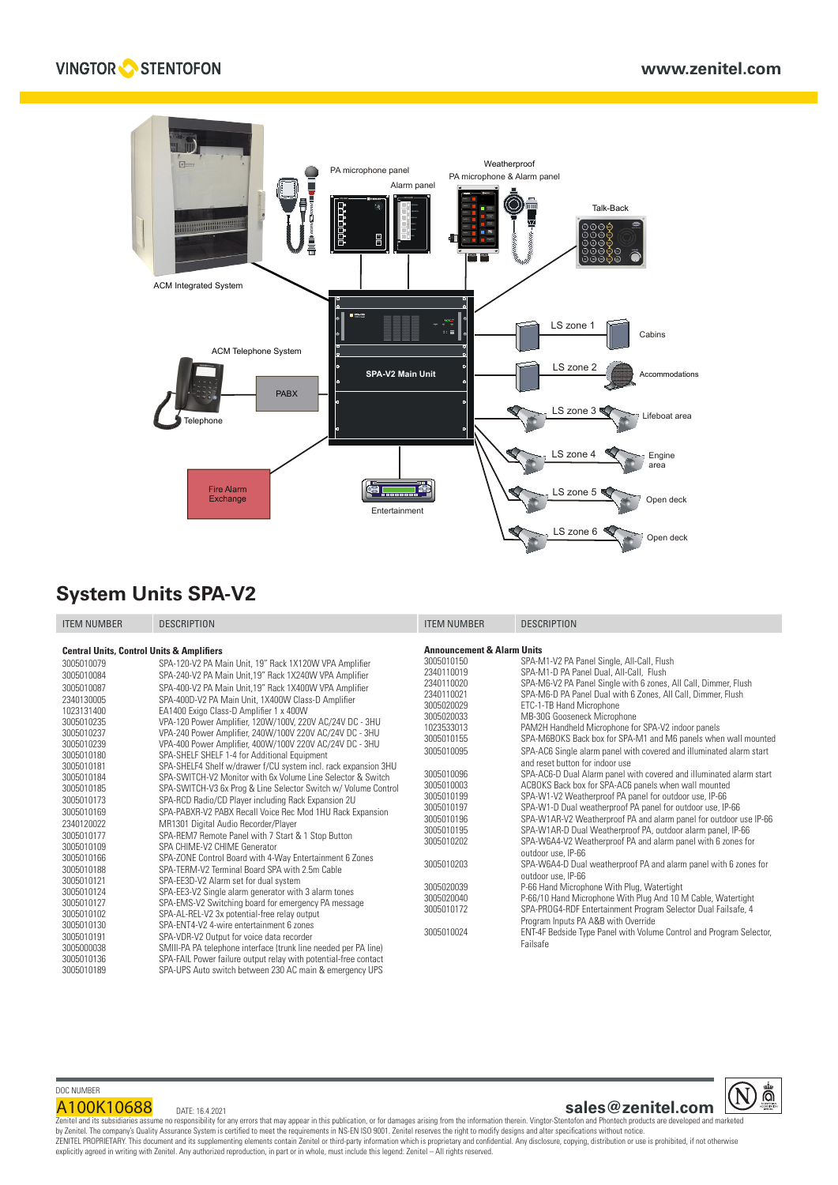ACM Integrated System

PA microphone panel

Alarm panel

Weatherproof PA microphone & Alarm panel

Talk-Back

ACM Telephone System

PABX

Telephone

SPA-V2 Main Unit

Fire Alarm Exchange

Entertainment

LS zone 1 — Cabins

LS zone 2 — Accommodations

LS zone 3 — Lifeboat area

LS zone 4 — Engine area

LS zone 5 — Open deck

LS zone 6 — Open deck

## System Units SPA-V2

| ITEM NUMBER | DESCRIPTION |
|---|---|
| **Central Units, Control Units & Amplifiers** | |
| 3005010079 | SPA-120-V2 PA Main Unit, 19" Rack 1X120W VPA Amplifier |
| 3005010084 | SPA-240-V2 PA Main Unit,19" Rack 1X240W VPA Amplifier |
| 3005010087 | SPA-400-V2 PA Main Unit,19" Rack 1X400W VPA Amplifier |
| 2340130005 | SPA-400D-V2 PA Main Unit, 1X400W Class-D Amplifier |
| 1023131400 | EA1400 Exigo Class-D Amplifier 1 x 400W |
| 3005010235 | VPA-120 Power Amplifier, 120W/100V, 220V AC/24V DC - 3HU |
| 3005010237 | VPA-240 Power Amplifier, 240W/100V 220V AC/24V DC - 3HU |
| 3005010239 | VPA-400 Power Amplifier, 400W/100V 220V AC/24V DC - 3HU |
| 3005010180 | SPA-SHELF SHELF 1-4 for Additional Equipment |
| 3005010181 | SPA-SHELF4 Shelf w/drawer f/CU system incl. rack expansion 3HU |
| 3005010184 | SPA-SWITCH-V2 Monitor with 6x Volume Line Selector & Switch |
| 3005010185 | SPA-SWITCH-V3 6x Prog & Line Selector Switch w/ Volume Control |
| 3005010173 | SPA-RCD Radio/CD Player including Rack Expansion 2U |
| 3005010169 | SPA-PABXR-V2 PABX Recall Voice Rec Mod 1HU Rack Expansion |
| 2340120022 | MR1301 Digital Audio Recorder/Player |
| 3005010177 | SPA-REM7 Remote Panel with 7 Start & 1 Stop Button |
| 3005010109 | SPA CHIME-V2 CHIME Generator |
| 3005010166 | SPA-ZONE Control Board with 4-Way Entertainment 6 Zones |
| 3005010188 | SPA-TERM-V2 Terminal Board SPA with 2.5m Cable |
| 3005010121 | SPA-EE3D-V2 Alarm set for dual system |
| 3005010124 | SPA-EE3-V2 Single alarm generator with 3 alarm tones |
| 3005010127 | SPA-EMS-V2 Switching board for emergency PA message |
| 3005010102 | SPA-AL-REL-V2 3x potential-free relay output |
| 3005010130 | SPA-ENT4-V2 4-wire entertainment 6 zones |
| 3005010191 | SPA-VDR-V2 Output for voice data recorder |
| 3005000038 | SMIII-PA PA telephone interface (trunk line needed per PA line) |
| 3005010136 | SPA-FAIL Power failure output relay with potential-free contact |
| 3005010189 | SPA-UPS Auto switch between 230 AC main & emergency UPS |

| ITEM NUMBER | DESCRIPTION |
|---|---|
| **Announcement & Alarm Units** | |
| 3005010150 | SPA-M1-V2 PA Panel Single, All-Call, Flush |
| 2340110019 | SPA-M1-D PA Panel Dual, All-Call, Flush |
| 2340110020 | SPA-M6-V2 PA Panel Single with 6 zones, All Call, Dimmer, Flush |
| 2340110021 | SPA-M6-D PA Panel Dual with 6 Zones, All Call, Dimmer, Flush |
| 3005020029 | ETC-1-TB Hand Microphone |
| 3005020033 | MB-30G Gooseneck Microphone |
| 1023533013 | PAM2H Handheld Microphone for SPA-V2 indoor panels |
| 3005010155 | SPA-M6BOKS Back box for SPA-M1 and M6 panels when wall mounted |
| 3005010095 | SPA-AC6 Single alarm panel with covered and illuminated alarm start and reset button for indoor use |
| 3005010096 | SPA-AC6-D Dual Alarm panel with covered and illuminated alarm start |
| 3005010003 | ACBOKS Back box for SPA-AC6 panels when wall mounted |
| 3005010199 | SPA-W1-V2 Weatherproof PA panel for outdoor use, IP-66 |
| 3005010197 | SPA-W1-D Dual weatherproof PA panel for outdoor use, IP-66 |
| 3005010196 | SPA-W1AR-V2 Weatherproof PA and alarm panel for outdoor use IP-66 |
| 3005010195 | SPA-W1AR-D Dual Weatherproof PA, outdoor alarm panel, IP-66 |
| 3005010202 | SPA-W6A4-V2 Weatherproof PA and alarm panel with 6 zones for outdoor use, IP-66 |
| 3005010203 | SPA-W6A4-D Dual weatherproof PA and alarm panel with 6 zones for outdoor use, IP-66 |
| 3005020039 | P-66 Hand Microphone With Plug, Watertight |
| 3005020040 | P-66/10 Hand Microphone With Plug And 10 M Cable, Watertight |
| 3005010172 | SPA-PROG4-RDF Entertainment Program Selector Dual Failsafe, 4 Program Inputs PA A&B with Override |
| 3005010024 | ENT-4F Bedside Type Panel with Volume Control and Program Selector, Failsafe |